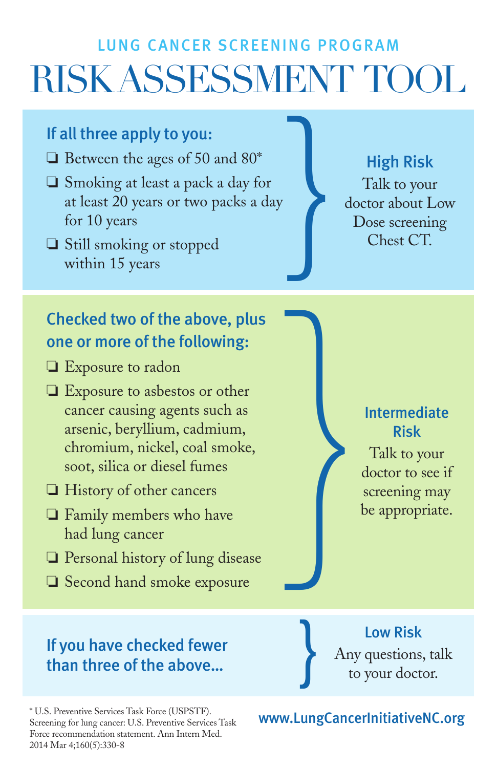LUNG CANCER SCREENING PROGRAM

# RISK ASSESSMENT TOOL

## If all three apply to you:

- ❑ Between the ages of 50 and 80*
- ❑ Smoking at least a pack a day for at least 20 years or two packs a day for 10 years
- ❑ Still smoking or stopped within 15 years

**High Risk**

Talk to your doctor about Low Dose screening Chest CT.

## Checked two of the above, plus one or more of the following:

- ❑ Exposure to radon
- ❑ Exposure to asbestos or other cancer causing agents such as arsenic, beryllium, cadmium, chromium, nickel, coal smoke, soot, silica or diesel fumes
- ❑ History of other cancers
- ❑ Family members who have had lung cancer
- ❑ Personal history of lung disease
- ❑ Second hand smoke exposure

**Intermediate Risk**

Talk to your doctor to see if screening may be appropriate.

## If you have checked fewer than three of the above...

**Low Risk**

Any questions, talk to your doctor.

\* U.S. Preventive Services Task Force (USPSTF). Screening for lung cancer: U.S. Preventive Services Task Force recommendation statement. Ann Intern Med. 2014 Mar 4;160(5):330-8

www.LungCancerInitiativeNC.org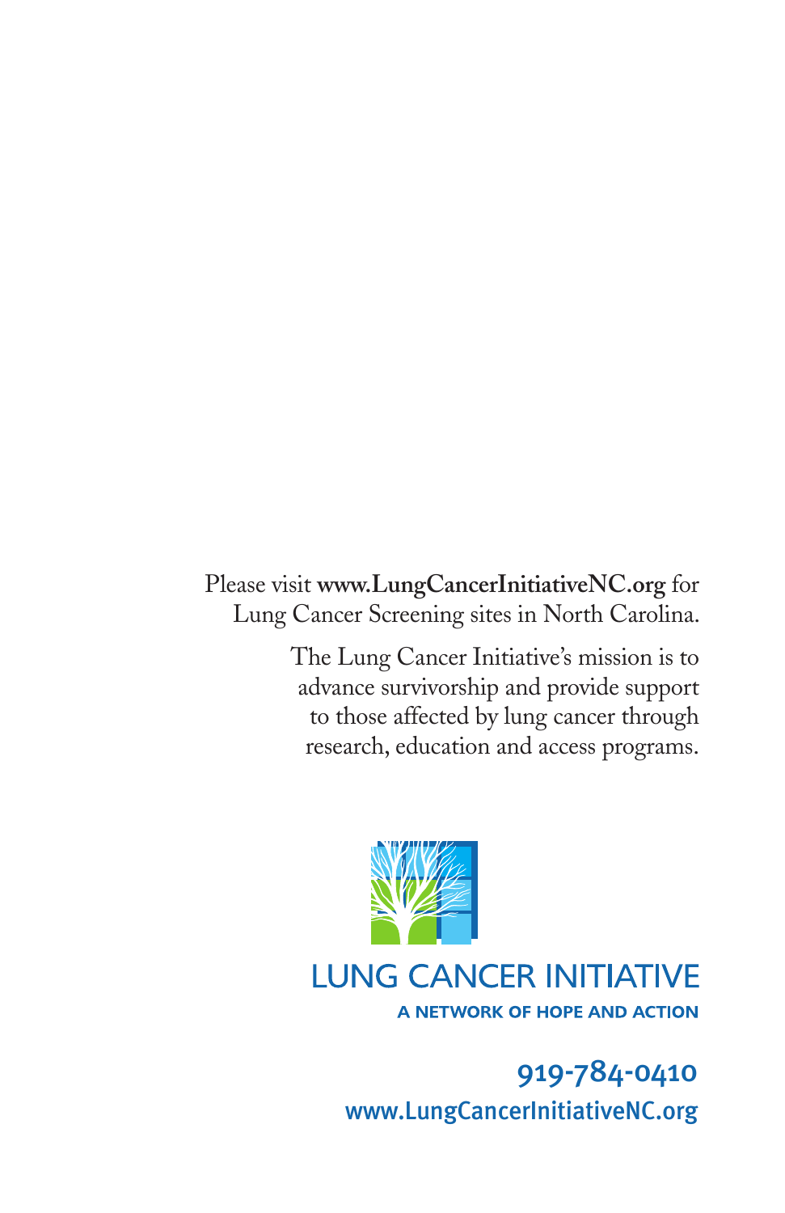Please visit **www.LungCancerInitiativeNC.org** for Lung Cancer Screening sites in North Carolina.

The Lung Cancer Initiative's mission is to advance survivorship and provide support to those affected by lung cancer through research, education and access programs.

LUNG CANCER INITIATIVE

A NETWORK OF HOPE AND ACTION

919-784-0410

www.LungCancerInitiativeNC.org